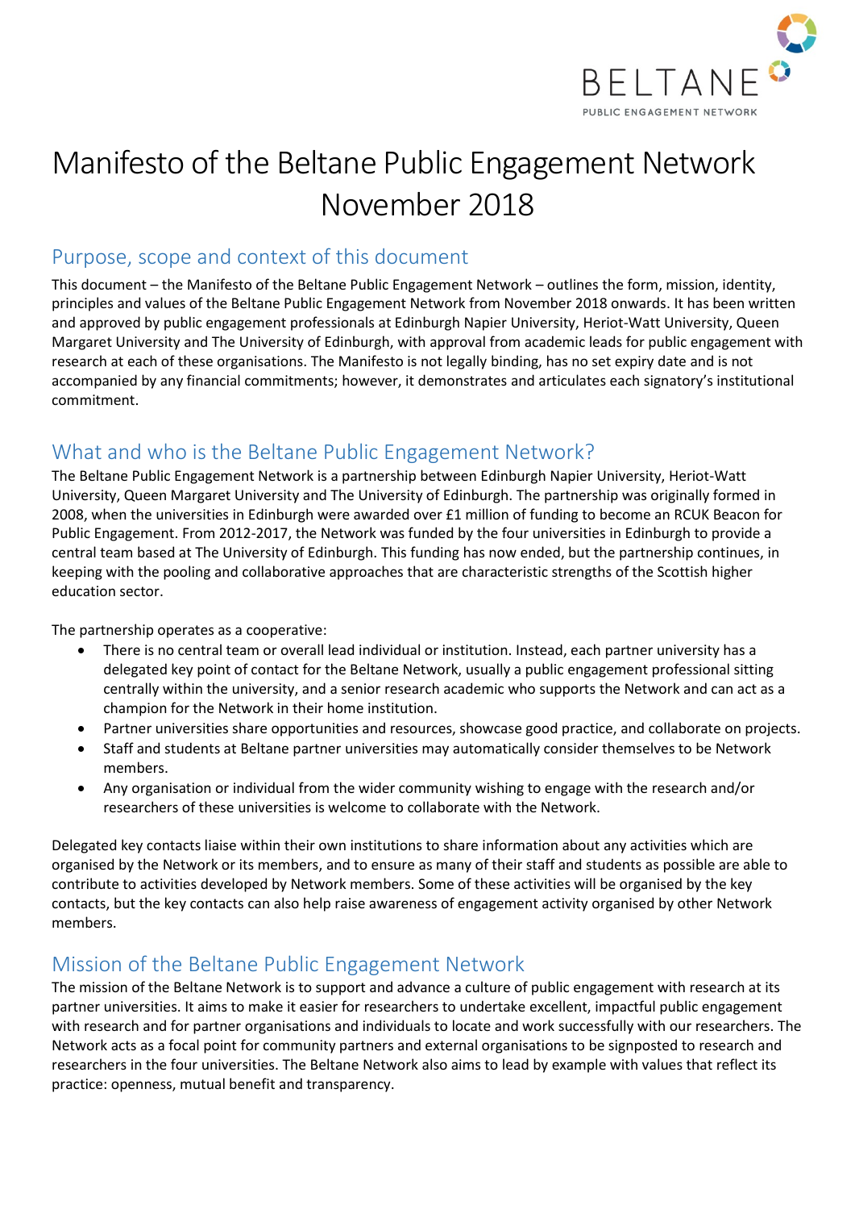# Manifesto of the Beltane Public Engagement Network November 2018

## Purpose, scope and context of this document

This document – the Manifesto of the Beltane Public Engagement Network – outlines the form, mission, identity, principles and values of the Beltane Public Engagement Network from November 2018 onwards. It has been written and approved by public engagement professionals at Edinburgh Napier University, Heriot-Watt University, Queen Margaret University and The University of Edinburgh, with approval from academic leads for public engagement with research at each of these organisations. The Manifesto is not legally binding, has no set expiry date and is not accompanied by any financial commitments; however, it demonstrates and articulates each signatory's institutional commitment.

## What and who is the Beltane Public Engagement Network?

The Beltane Public Engagement Network is a partnership between Edinburgh Napier University, Heriot-Watt University, Queen Margaret University and The University of Edinburgh. The partnership was originally formed in 2008, when the universities in Edinburgh were awarded over £1 million of funding to become an RCUK Beacon for Public Engagement. From 2012-2017, the Network was funded by the four universities in Edinburgh to provide a central team based at The University of Edinburgh. This funding has now ended, but the partnership continues, in keeping with the pooling and collaborative approaches that are characteristic strengths of the Scottish higher education sector.

The partnership operates as a cooperative:

- There is no central team or overall lead individual or institution. Instead, each partner university has a delegated key point of contact for the Beltane Network, usually a public engagement professional sitting centrally within the university, and a senior research academic who supports the Network and can act as a champion for the Network in their home institution.
- Partner universities share opportunities and resources, showcase good practice, and collaborate on projects.
- Staff and students at Beltane partner universities may automatically consider themselves to be Network members.
- Any organisation or individual from the wider community wishing to engage with the research and/or researchers of these universities is welcome to collaborate with the Network.

Delegated key contacts liaise within their own institutions to share information about any activities which are organised by the Network or its members, and to ensure as many of their staff and students as possible are able to contribute to activities developed by Network members. Some of these activities will be organised by the key contacts, but the key contacts can also help raise awareness of engagement activity organised by other Network members.

## Mission of the Beltane Public Engagement Network

The mission of the Beltane Network is to support and advance a culture of public engagement with research at its partner universities. It aims to make it easier for researchers to undertake excellent, impactful public engagement with research and for partner organisations and individuals to locate and work successfully with our researchers. The Network acts as a focal point for community partners and external organisations to be signposted to research and researchers in the four universities. The Beltane Network also aims to lead by example with values that reflect its practice: openness, mutual benefit and transparency.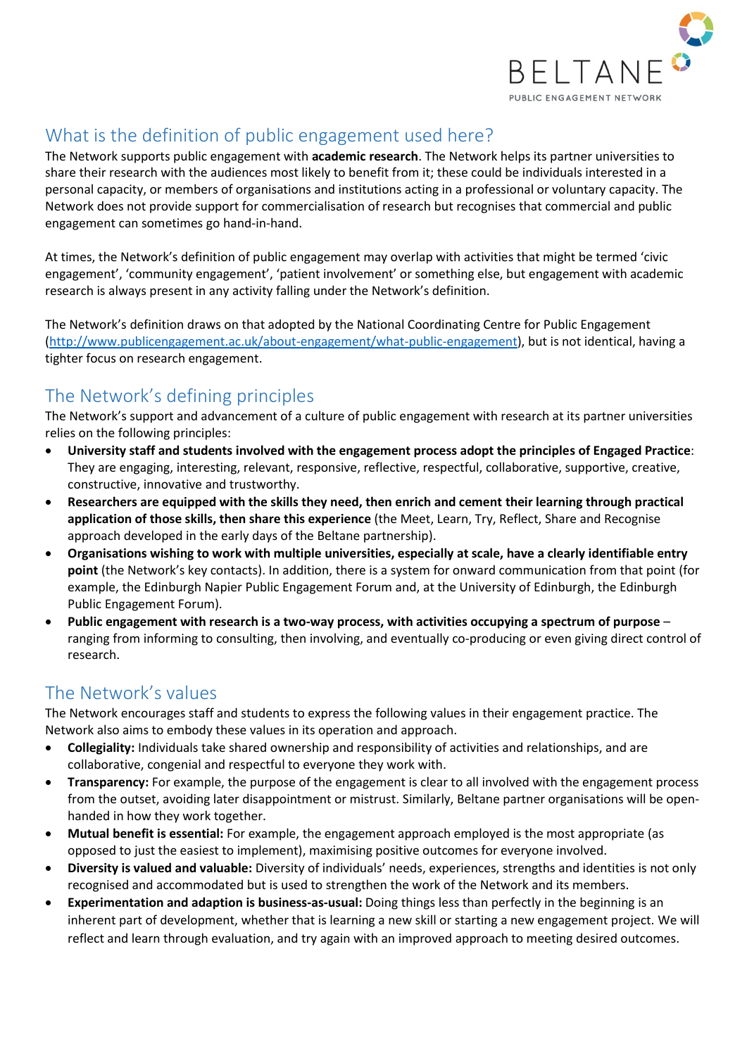## What is the definition of public engagement used here?

The Network supports public engagement with **academic research**. The Network helps its partner universities to share their research with the audiences most likely to benefit from it; these could be individuals interested in a personal capacity, or members of organisations and institutions acting in a professional or voluntary capacity. The Network does not provide support for commercialisation of research but recognises that commercial and public engagement can sometimes go hand-in-hand.

At times, the Network's definition of public engagement may overlap with activities that might be termed 'civic engagement', 'community engagement', 'patient involvement' or something else, but engagement with academic research is always present in any activity falling under the Network's definition.

The Network's definition draws on that adopted by the National Coordinating Centre for Public Engagement (http://www.publicengagement.ac.uk/about-engagement/what-public-engagement), but is not identical, having a tighter focus on research engagement.

## The Network's defining principles

The Network's support and advancement of a culture of public engagement with research at its partner universities relies on the following principles:

- **University staff and students involved with the engagement process adopt the principles of Engaged Practice**: They are engaging, interesting, relevant, responsive, reflective, respectful, collaborative, supportive, creative, constructive, innovative and trustworthy.
- **Researchers are equipped with the skills they need, then enrich and cement their learning through practical application of those skills, then share this experience** (the Meet, Learn, Try, Reflect, Share and Recognise approach developed in the early days of the Beltane partnership).
- **Organisations wishing to work with multiple universities, especially at scale, have a clearly identifiable entry point** (the Network's key contacts). In addition, there is a system for onward communication from that point (for example, the Edinburgh Napier Public Engagement Forum and, at the University of Edinburgh, the Edinburgh Public Engagement Forum).
- **Public engagement with research is a two-way process, with activities occupying a spectrum of purpose** – ranging from informing to consulting, then involving, and eventually co-producing or even giving direct control of research.

## The Network's values

The Network encourages staff and students to express the following values in their engagement practice. The Network also aims to embody these values in its operation and approach.

- **Collegiality:** Individuals take shared ownership and responsibility of activities and relationships, and are collaborative, congenial and respectful to everyone they work with.
- **Transparency:** For example, the purpose of the engagement is clear to all involved with the engagement process from the outset, avoiding later disappointment or mistrust. Similarly, Beltane partner organisations will be open-handed in how they work together.
- **Mutual benefit is essential:** For example, the engagement approach employed is the most appropriate (as opposed to just the easiest to implement), maximising positive outcomes for everyone involved.
- **Diversity is valued and valuable:** Diversity of individuals' needs, experiences, strengths and identities is not only recognised and accommodated but is used to strengthen the work of the Network and its members.
- **Experimentation and adaption is business-as-usual:** Doing things less than perfectly in the beginning is an inherent part of development, whether that is learning a new skill or starting a new engagement project. We will reflect and learn through evaluation, and try again with an improved approach to meeting desired outcomes.